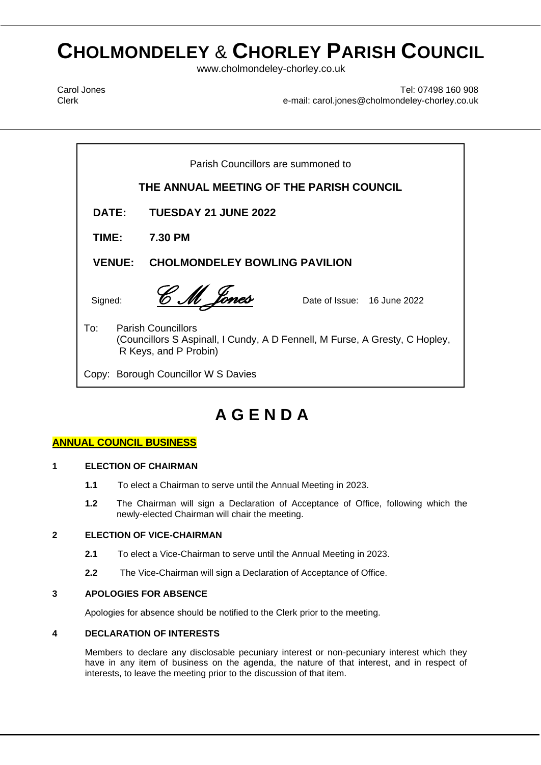# CHOLMONDELEY & CHORLEY PARISH COUNCIL

www.cholmondeley-chorley.co.uk

Carol Jones
Clerk

Tel: 07498 160 908
e-mail: carol.jones@cholmondeley-chorley.co.uk

---

Parish Councillors are summoned to

**THE ANNUAL MEETING OF THE PARISH COUNCIL**

**DATE:** **TUESDAY 21 JUNE 2022**

**TIME:** **7.30 PM**

**VENUE:** **CHOLMONDELEY BOWLING PAVILION**

Signed: *C M Jones* Date of Issue: 16 June 2022

To: Parish Councillors
(Councillors S Aspinall, I Cundy, A D Fennell, M Furse, A Gresty, C Hopley, R Keys, and P Probin)

Copy: Borough Councillor W S Davies

---

# A G E N D A

## ANNUAL COUNCIL BUSINESS

### 1 ELECTION OF CHAIRMAN

**1.1** To elect a Chairman to serve until the Annual Meeting in 2023.

**1.2** The Chairman will sign a Declaration of Acceptance of Office, following which the newly-elected Chairman will chair the meeting.

### 2 ELECTION OF VICE-CHAIRMAN

**2.1** To elect a Vice-Chairman to serve until the Annual Meeting in 2023.

**2.2** The Vice-Chairman will sign a Declaration of Acceptance of Office.

### 3 APOLOGIES FOR ABSENCE

Apologies for absence should be notified to the Clerk prior to the meeting.

### 4 DECLARATION OF INTERESTS

Members to declare any disclosable pecuniary interest or non-pecuniary interest which they have in any item of business on the agenda, the nature of that interest, and in respect of interests, to leave the meeting prior to the discussion of that item.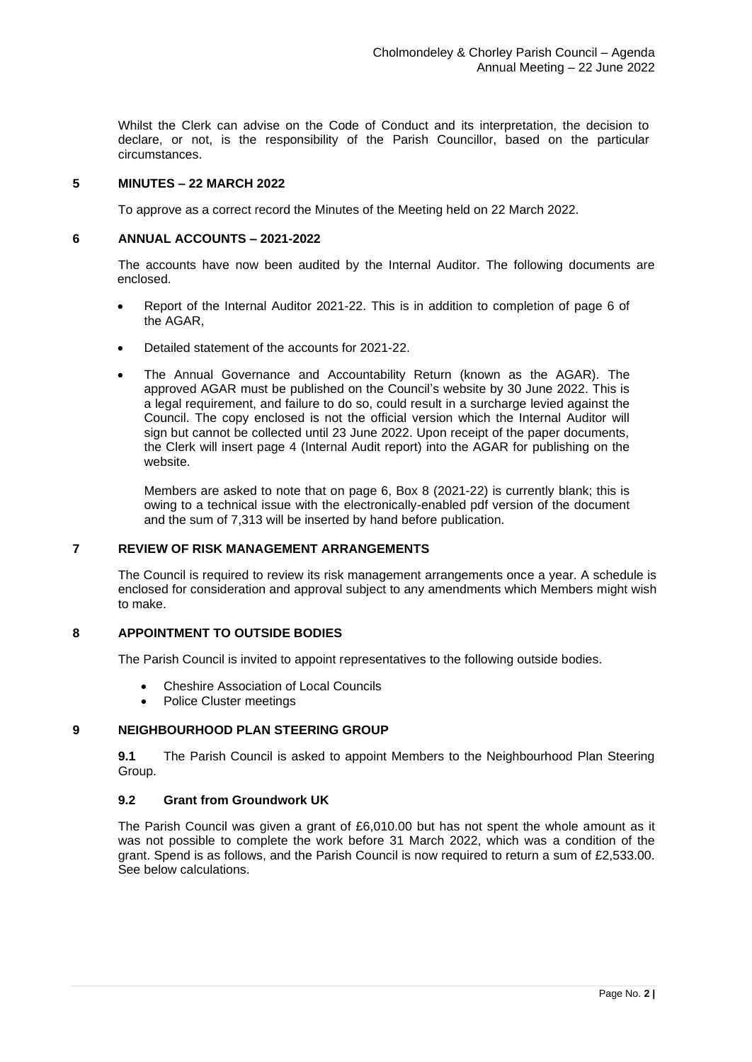Whilst the Clerk can advise on the Code of Conduct and its interpretation, the decision to declare, or not, is the responsibility of the Parish Councillor, based on the particular circumstances.

## 5 MINUTES – 22 MARCH 2022

To approve as a correct record the Minutes of the Meeting held on 22 March 2022.

## 6 ANNUAL ACCOUNTS – 2021-2022

The accounts have now been audited by the Internal Auditor. The following documents are enclosed.

- Report of the Internal Auditor 2021-22. This is in addition to completion of page 6 of the AGAR,
- Detailed statement of the accounts for 2021-22.
- The Annual Governance and Accountability Return (known as the AGAR). The approved AGAR must be published on the Council's website by 30 June 2022. This is a legal requirement, and failure to do so, could result in a surcharge levied against the Council. The copy enclosed is not the official version which the Internal Auditor will sign but cannot be collected until 23 June 2022. Upon receipt of the paper documents, the Clerk will insert page 4 (Internal Audit report) into the AGAR for publishing on the website.

  Members are asked to note that on page 6, Box 8 (2021-22) is currently blank; this is owing to a technical issue with the electronically-enabled pdf version of the document and the sum of 7,313 will be inserted by hand before publication.

## 7 REVIEW OF RISK MANAGEMENT ARRANGEMENTS

The Council is required to review its risk management arrangements once a year. A schedule is enclosed for consideration and approval subject to any amendments which Members might wish to make.

## 8 APPOINTMENT TO OUTSIDE BODIES

The Parish Council is invited to appoint representatives to the following outside bodies.

- Cheshire Association of Local Councils
- Police Cluster meetings

## 9 NEIGHBOURHOOD PLAN STEERING GROUP

**9.1** The Parish Council is asked to appoint Members to the Neighbourhood Plan Steering Group.

### 9.2 Grant from Groundwork UK

The Parish Council was given a grant of £6,010.00 but has not spent the whole amount as it was not possible to complete the work before 31 March 2022, which was a condition of the grant. Spend is as follows, and the Parish Council is now required to return a sum of £2,533.00. See below calculations.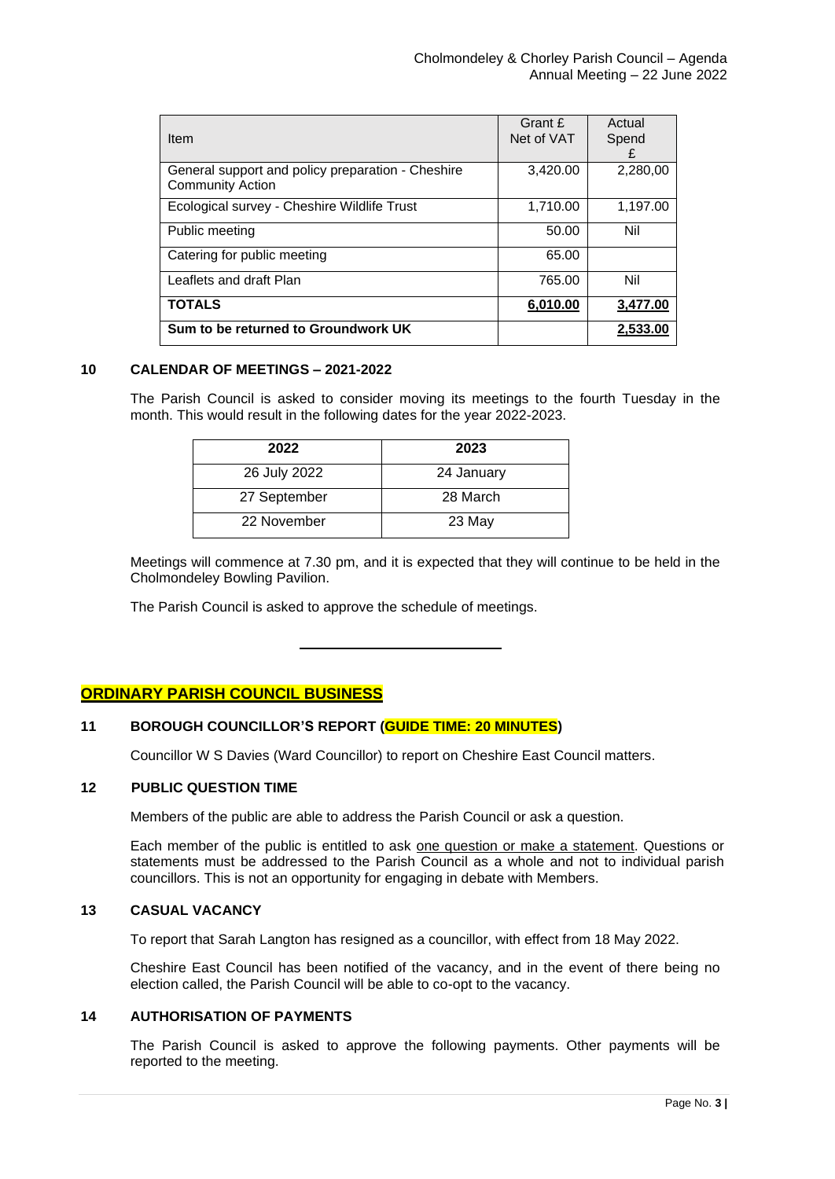| Item | Grant £ Net of VAT | Actual Spend £ |
|---|---|---|
| General support and policy preparation - Cheshire Community Action | 3,420.00 | 2,280,00 |
| Ecological survey - Cheshire Wildlife Trust | 1,710.00 | 1,197.00 |
| Public meeting | 50.00 | Nil |
| Catering for public meeting | 65.00 | |
| Leaflets and draft Plan | 765.00 | Nil |
| **TOTALS** | **6,010.00** | **3,477.00** |
| **Sum to be returned to Groundwork UK** | | **2,533.00** |

### 10 CALENDAR OF MEETINGS – 2021-2022

The Parish Council is asked to consider moving its meetings to the fourth Tuesday in the month. This would result in the following dates for the year 2022-2023.

| 2022 | 2023 |
|---|---|
| 26 July 2022 | 24 January |
| 27 September | 28 March |
| 22 November | 23 May |

Meetings will commence at 7.30 pm, and it is expected that they will continue to be held in the Cholmondeley Bowling Pavilion.

The Parish Council is asked to approve the schedule of meetings.

---

## ORDINARY PARISH COUNCIL BUSINESS

### 11 BOROUGH COUNCILLOR'S REPORT (GUIDE TIME: 20 MINUTES)

Councillor W S Davies (Ward Councillor) to report on Cheshire East Council matters.

### 12 PUBLIC QUESTION TIME

Members of the public are able to address the Parish Council or ask a question.

Each member of the public is entitled to ask one question or make a statement. Questions or statements must be addressed to the Parish Council as a whole and not to individual parish councillors. This is not an opportunity for engaging in debate with Members.

### 13 CASUAL VACANCY

To report that Sarah Langton has resigned as a councillor, with effect from 18 May 2022.

Cheshire East Council has been notified of the vacancy, and in the event of there being no election called, the Parish Council will be able to co-opt to the vacancy.

### 14 AUTHORISATION OF PAYMENTS

The Parish Council is asked to approve the following payments. Other payments will be reported to the meeting.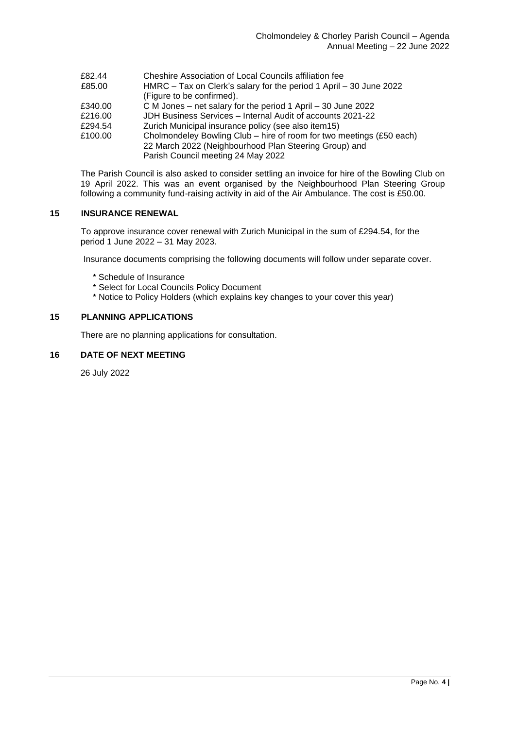| | |
|---|---|
| £82.44 | Cheshire Association of Local Councils affiliation fee |
| £85.00 | HMRC – Tax on Clerk's salary for the period 1 April – 30 June 2022 (Figure to be confirmed). |
| £340.00 | C M Jones – net salary for the period 1 April – 30 June 2022 |
| £216.00 | JDH Business Services – Internal Audit of accounts 2021-22 |
| £294.54 | Zurich Municipal insurance policy (see also item15) |
| £100.00 | Cholmondeley Bowling Club – hire of room for two meetings (£50 each) 22 March 2022 (Neighbourhood Plan Steering Group) and Parish Council meeting 24 May 2022 |

The Parish Council is also asked to consider settling an invoice for hire of the Bowling Club on 19 April 2022. This was an event organised by the Neighbourhood Plan Steering Group following a community fund-raising activity in aid of the Air Ambulance. The cost is £50.00.

## 15 INSURANCE RENEWAL

To approve insurance cover renewal with Zurich Municipal in the sum of £294.54, for the period 1 June 2022 – 31 May 2023.

Insurance documents comprising the following documents will follow under separate cover.

- * Schedule of Insurance
- * Select for Local Councils Policy Document
- * Notice to Policy Holders (which explains key changes to your cover this year)

## 15 PLANNING APPLICATIONS

There are no planning applications for consultation.

## 16 DATE OF NEXT MEETING

26 July 2022